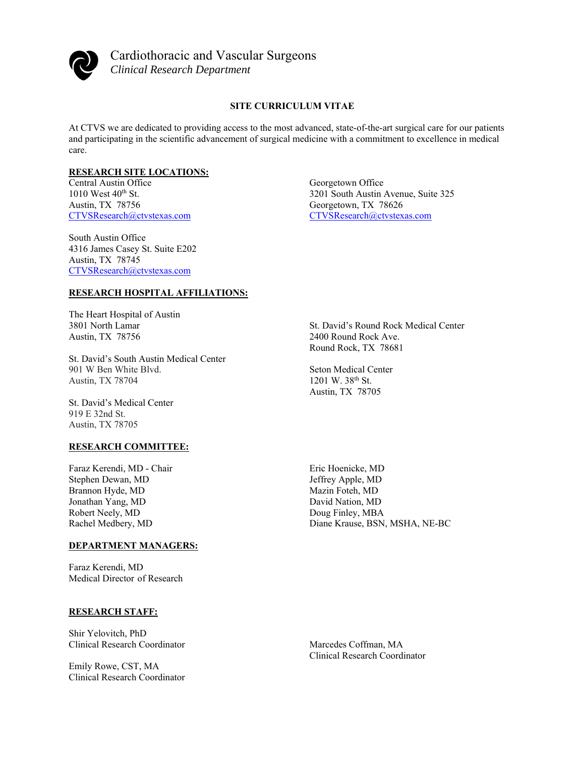# Cardiothoracic and Vascular Surgeons

*Clinical Research Department*

## SITE CURRICULUM VITAE

At CTVS we are dedicated to providing access to the most advanced, state-of-the-art surgical care for our patients and participating in the scientific advancement of surgical medicine with a commitment to excellence in medical care.

### RESEARCH SITE LOCATIONS:

Central Austin Office
1010 West 40th St.
Austin, TX 78756
CTVSResearch@ctvstexas.com

Georgetown Office
3201 South Austin Avenue, Suite 325
Georgetown, TX 78626
CTVSResearch@ctvstexas.com

South Austin Office
4316 James Casey St. Suite E202
Austin, TX 78745
CTVSResearch@ctvstexas.com

### RESEARCH HOSPITAL AFFILIATIONS:

The Heart Hospital of Austin
3801 North Lamar
Austin, TX 78756

St. David's Round Rock Medical Center
2400 Round Rock Ave.
Round Rock, TX 78681

St. David's South Austin Medical Center
901 W Ben White Blvd.
Austin, TX 78704

Seton Medical Center
1201 W. 38th St.
Austin, TX 78705

St. David's Medical Center
919 E 32nd St.
Austin, TX 78705

### RESEARCH COMMITTEE:

Faraz Kerendi, MD - Chair
Stephen Dewan, MD
Brannon Hyde, MD
Jonathan Yang, MD
Robert Neely, MD
Rachel Medbery, MD
Eric Hoenicke, MD
Jeffrey Apple, MD
Mazin Foteh, MD
David Nation, MD
Doug Finley, MBA
Diane Krause, BSN, MSHA, NE-BC

### DEPARTMENT MANAGERS:

Faraz Kerendi, MD
Medical Director of Research

### RESEARCH STAFF:

Shir Yelovitch, PhD
Clinical Research Coordinator

Marcedes Coffman, MA
Clinical Research Coordinator

Emily Rowe, CST, MA
Clinical Research Coordinator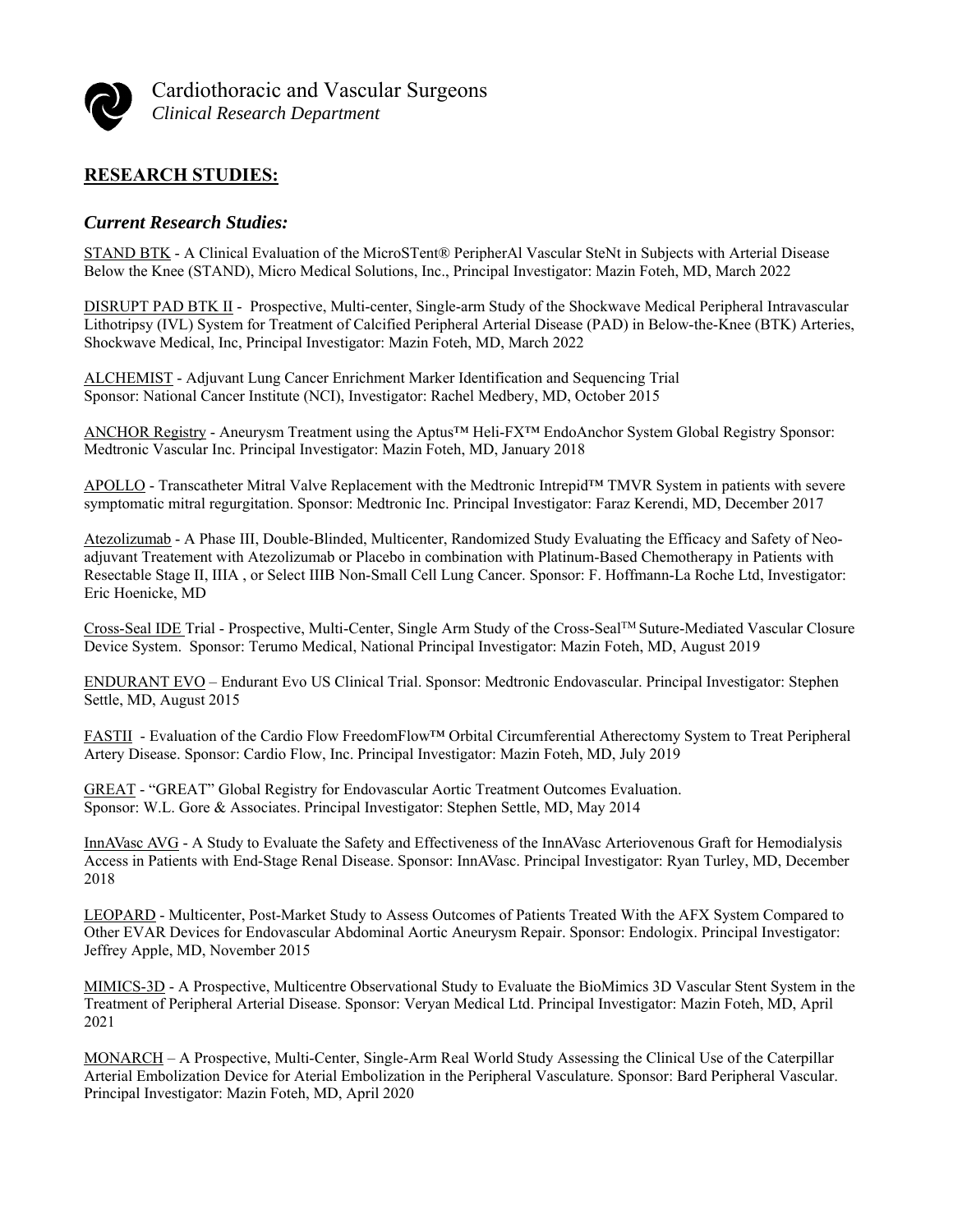Cardiothoracic and Vascular Surgeons
*Clinical Research Department*

## RESEARCH STUDIES:

### *Current Research Studies:*

STAND BTK - A Clinical Evaluation of the MicroSTent® PeripherAl Vascular SteNt in Subjects with Arterial Disease Below the Knee (STAND), Micro Medical Solutions, Inc., Principal Investigator: Mazin Foteh, MD, March 2022

DISRUPT PAD BTK II - Prospective, Multi-center, Single-arm Study of the Shockwave Medical Peripheral Intravascular Lithotripsy (IVL) System for Treatment of Calcified Peripheral Arterial Disease (PAD) in Below-the-Knee (BTK) Arteries, Shockwave Medical, Inc, Principal Investigator: Mazin Foteh, MD, March 2022

ALCHEMIST - Adjuvant Lung Cancer Enrichment Marker Identification and Sequencing Trial
Sponsor: National Cancer Institute (NCI), Investigator: Rachel Medbery, MD, October 2015

ANCHOR Registry - Aneurysm Treatment using the Aptus™ Heli-FX™ EndoAnchor System Global Registry Sponsor: Medtronic Vascular Inc. Principal Investigator: Mazin Foteh, MD, January 2018

APOLLO - Transcatheter Mitral Valve Replacement with the Medtronic Intrepid™ TMVR System in patients with severe symptomatic mitral regurgitation. Sponsor: Medtronic Inc. Principal Investigator: Faraz Kerendi, MD, December 2017

Atezolizumab - A Phase III, Double-Blinded, Multicenter, Randomized Study Evaluating the Efficacy and Safety of Neo-adjuvant Treatement with Atezolizumab or Placebo in combination with Platinum-Based Chemotherapy in Patients with Resectable Stage II, IIIA , or Select IIIB Non-Small Cell Lung Cancer. Sponsor: F. Hoffmann-La Roche Ltd, Investigator: Eric Hoenicke, MD

Cross-Seal IDE Trial - Prospective, Multi-Center, Single Arm Study of the Cross-Seal™ Suture-Mediated Vascular Closure Device System. Sponsor: Terumo Medical, National Principal Investigator: Mazin Foteh, MD, August 2019

ENDURANT EVO – Endurant Evo US Clinical Trial. Sponsor: Medtronic Endovascular. Principal Investigator: Stephen Settle, MD, August 2015

FASTII - Evaluation of the Cardio Flow FreedomFlow™ Orbital Circumferential Atherectomy System to Treat Peripheral Artery Disease. Sponsor: Cardio Flow, Inc. Principal Investigator: Mazin Foteh, MD, July 2019

GREAT - "GREAT" Global Registry for Endovascular Aortic Treatment Outcomes Evaluation.
Sponsor: W.L. Gore & Associates. Principal Investigator: Stephen Settle, MD, May 2014

InnAVasc AVG - A Study to Evaluate the Safety and Effectiveness of the InnAVasc Arteriovenous Graft for Hemodialysis Access in Patients with End-Stage Renal Disease. Sponsor: InnAVasc. Principal Investigator: Ryan Turley, MD, December 2018

LEOPARD - Multicenter, Post-Market Study to Assess Outcomes of Patients Treated With the AFX System Compared to Other EVAR Devices for Endovascular Abdominal Aortic Aneurysm Repair. Sponsor: Endologix. Principal Investigator: Jeffrey Apple, MD, November 2015

MIMICS-3D - A Prospective, Multicentre Observational Study to Evaluate the BioMimics 3D Vascular Stent System in the Treatment of Peripheral Arterial Disease. Sponsor: Veryan Medical Ltd. Principal Investigator: Mazin Foteh, MD, April 2021

MONARCH – A Prospective, Multi-Center, Single-Arm Real World Study Assessing the Clinical Use of the Caterpillar Arterial Embolization Device for Aterial Embolization in the Peripheral Vasculature. Sponsor: Bard Peripheral Vascular. Principal Investigator: Mazin Foteh, MD, April 2020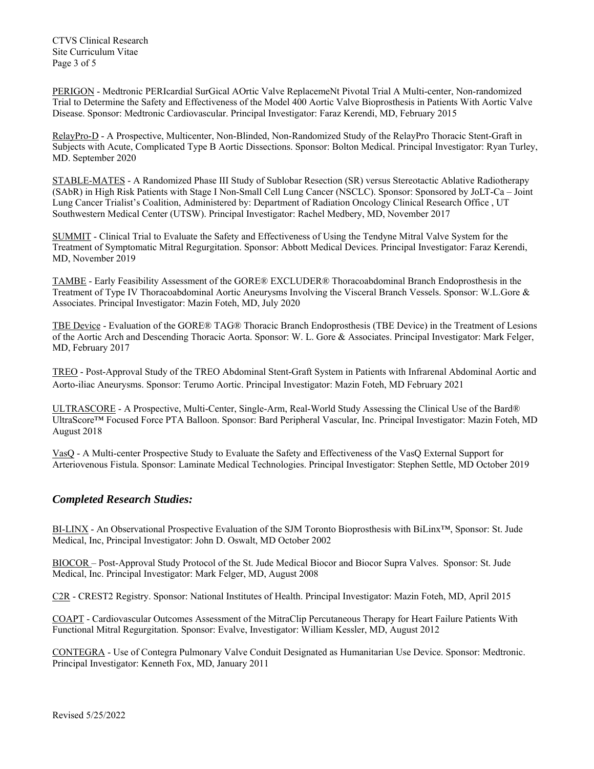PERIGON - Medtronic PERIcardial SurGical AOrtic Valve ReplacemeNt Pivotal Trial A Multi-center, Non-randomized Trial to Determine the Safety and Effectiveness of the Model 400 Aortic Valve Bioprosthesis in Patients With Aortic Valve Disease. Sponsor: Medtronic Cardiovascular. Principal Investigator: Faraz Kerendi, MD, February 2015

RelayPro-D - A Prospective, Multicenter, Non-Blinded, Non-Randomized Study of the RelayPro Thoracic Stent-Graft in Subjects with Acute, Complicated Type B Aortic Dissections. Sponsor: Bolton Medical. Principal Investigator: Ryan Turley, MD. September 2020

STABLE-MATES - A Randomized Phase III Study of Sublobar Resection (SR) versus Stereotactic Ablative Radiotherapy (SAbR) in High Risk Patients with Stage I Non-Small Cell Lung Cancer (NSCLC). Sponsor: Sponsored by JoLT-Ca – Joint Lung Cancer Trialist's Coalition, Administered by: Department of Radiation Oncology Clinical Research Office , UT Southwestern Medical Center (UTSW). Principal Investigator: Rachel Medbery, MD, November 2017

SUMMIT - Clinical Trial to Evaluate the Safety and Effectiveness of Using the Tendyne Mitral Valve System for the Treatment of Symptomatic Mitral Regurgitation. Sponsor: Abbott Medical Devices. Principal Investigator: Faraz Kerendi, MD, November 2019

TAMBE - Early Feasibility Assessment of the GORE® EXCLUDER® Thoracoabdominal Branch Endoprosthesis in the Treatment of Type IV Thoracoabdominal Aortic Aneurysms Involving the Visceral Branch Vessels. Sponsor: W.L.Gore & Associates. Principal Investigator: Mazin Foteh, MD, July 2020

TBE Device - Evaluation of the GORE® TAG® Thoracic Branch Endoprosthesis (TBE Device) in the Treatment of Lesions of the Aortic Arch and Descending Thoracic Aorta. Sponsor: W. L. Gore & Associates. Principal Investigator: Mark Felger, MD, February 2017

TREO - Post-Approval Study of the TREO Abdominal Stent-Graft System in Patients with Infrarenal Abdominal Aortic and Aorto-iliac Aneurysms. Sponsor: Terumo Aortic. Principal Investigator: Mazin Foteh, MD February 2021

ULTRASCORE - A Prospective, Multi-Center, Single-Arm, Real-World Study Assessing the Clinical Use of the Bard® UltraScore™ Focused Force PTA Balloon. Sponsor: Bard Peripheral Vascular, Inc. Principal Investigator: Mazin Foteh, MD August 2018

VasQ - A Multi-center Prospective Study to Evaluate the Safety and Effectiveness of the VasQ External Support for Arteriovenous Fistula. Sponsor: Laminate Medical Technologies. Principal Investigator: Stephen Settle, MD October 2019

## *Completed Research Studies:*

BI-LINX - An Observational Prospective Evaluation of the SJM Toronto Bioprosthesis with BiLinx™, Sponsor: St. Jude Medical, Inc, Principal Investigator: John D. Oswalt, MD October 2002

BIOCOR – Post-Approval Study Protocol of the St. Jude Medical Biocor and Biocor Supra Valves. Sponsor: St. Jude Medical, Inc. Principal Investigator: Mark Felger, MD, August 2008

C2R - CREST2 Registry. Sponsor: National Institutes of Health. Principal Investigator: Mazin Foteh, MD, April 2015

COAPT - Cardiovascular Outcomes Assessment of the MitraClip Percutaneous Therapy for Heart Failure Patients With Functional Mitral Regurgitation. Sponsor: Evalve, Investigator: William Kessler, MD, August 2012

CONTEGRA - Use of Contegra Pulmonary Valve Conduit Designated as Humanitarian Use Device. Sponsor: Medtronic. Principal Investigator: Kenneth Fox, MD, January 2011

Revised 5/25/2022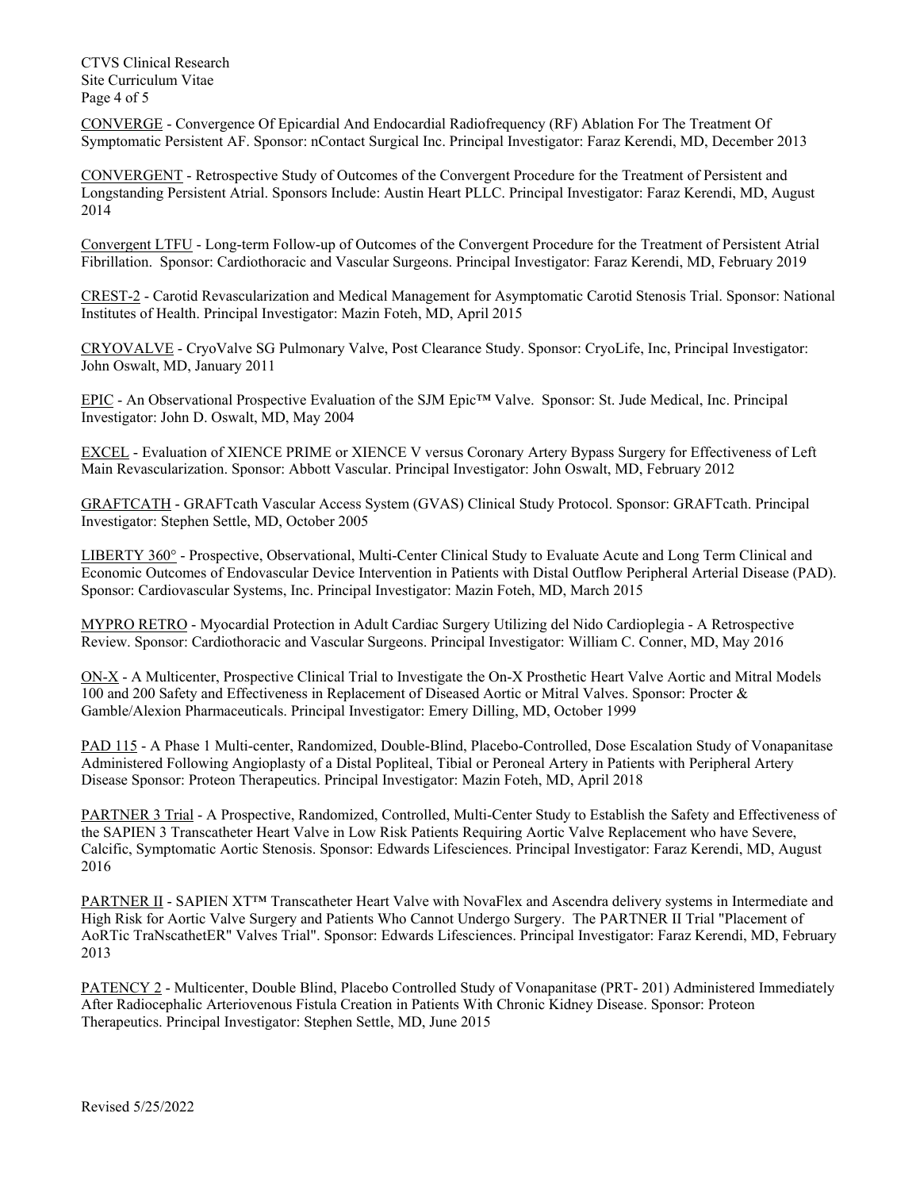CONVERGE - Convergence Of Epicardial And Endocardial Radiofrequency (RF) Ablation For The Treatment Of Symptomatic Persistent AF. Sponsor: nContact Surgical Inc. Principal Investigator: Faraz Kerendi, MD, December 2013

CONVERGENT - Retrospective Study of Outcomes of the Convergent Procedure for the Treatment of Persistent and Longstanding Persistent Atrial. Sponsors Include: Austin Heart PLLC. Principal Investigator: Faraz Kerendi, MD, August 2014

Convergent LTFU - Long-term Follow-up of Outcomes of the Convergent Procedure for the Treatment of Persistent Atrial Fibrillation. Sponsor: Cardiothoracic and Vascular Surgeons. Principal Investigator: Faraz Kerendi, MD, February 2019

CREST-2 - Carotid Revascularization and Medical Management for Asymptomatic Carotid Stenosis Trial. Sponsor: National Institutes of Health. Principal Investigator: Mazin Foteh, MD, April 2015

CRYOVALVE - CryoValve SG Pulmonary Valve, Post Clearance Study. Sponsor: CryoLife, Inc, Principal Investigator: John Oswalt, MD, January 2011

EPIC - An Observational Prospective Evaluation of the SJM Epic™ Valve. Sponsor: St. Jude Medical, Inc. Principal Investigator: John D. Oswalt, MD, May 2004

EXCEL - Evaluation of XIENCE PRIME or XIENCE V versus Coronary Artery Bypass Surgery for Effectiveness of Left Main Revascularization. Sponsor: Abbott Vascular. Principal Investigator: John Oswalt, MD, February 2012

GRAFTCATH - GRAFTcath Vascular Access System (GVAS) Clinical Study Protocol. Sponsor: GRAFTcath. Principal Investigator: Stephen Settle, MD, October 2005

LIBERTY 360° - Prospective, Observational, Multi-Center Clinical Study to Evaluate Acute and Long Term Clinical and Economic Outcomes of Endovascular Device Intervention in Patients with Distal Outflow Peripheral Arterial Disease (PAD). Sponsor: Cardiovascular Systems, Inc. Principal Investigator: Mazin Foteh, MD, March 2015

MYPRO RETRO - Myocardial Protection in Adult Cardiac Surgery Utilizing del Nido Cardioplegia - A Retrospective Review. Sponsor: Cardiothoracic and Vascular Surgeons. Principal Investigator: William C. Conner, MD, May 2016

ON-X - A Multicenter, Prospective Clinical Trial to Investigate the On-X Prosthetic Heart Valve Aortic and Mitral Models 100 and 200 Safety and Effectiveness in Replacement of Diseased Aortic or Mitral Valves. Sponsor: Procter & Gamble/Alexion Pharmaceuticals. Principal Investigator: Emery Dilling, MD, October 1999

PAD 115 - A Phase 1 Multi-center, Randomized, Double-Blind, Placebo-Controlled, Dose Escalation Study of Vonapanitase Administered Following Angioplasty of a Distal Popliteal, Tibial or Peroneal Artery in Patients with Peripheral Artery Disease Sponsor: Proteon Therapeutics. Principal Investigator: Mazin Foteh, MD, April 2018

PARTNER 3 Trial - A Prospective, Randomized, Controlled, Multi-Center Study to Establish the Safety and Effectiveness of the SAPIEN 3 Transcatheter Heart Valve in Low Risk Patients Requiring Aortic Valve Replacement who have Severe, Calcific, Symptomatic Aortic Stenosis. Sponsor: Edwards Lifesciences. Principal Investigator: Faraz Kerendi, MD, August 2016

PARTNER II - SAPIEN XT™ Transcatheter Heart Valve with NovaFlex and Ascendra delivery systems in Intermediate and High Risk for Aortic Valve Surgery and Patients Who Cannot Undergo Surgery. The PARTNER II Trial "Placement of AoRTic TraNscathetER" Valves Trial". Sponsor: Edwards Lifesciences. Principal Investigator: Faraz Kerendi, MD, February 2013

PATENCY 2 - Multicenter, Double Blind, Placebo Controlled Study of Vonapanitase (PRT- 201) Administered Immediately After Radiocephalic Arteriovenous Fistula Creation in Patients With Chronic Kidney Disease. Sponsor: Proteon Therapeutics. Principal Investigator: Stephen Settle, MD, June 2015

Revised 5/25/2022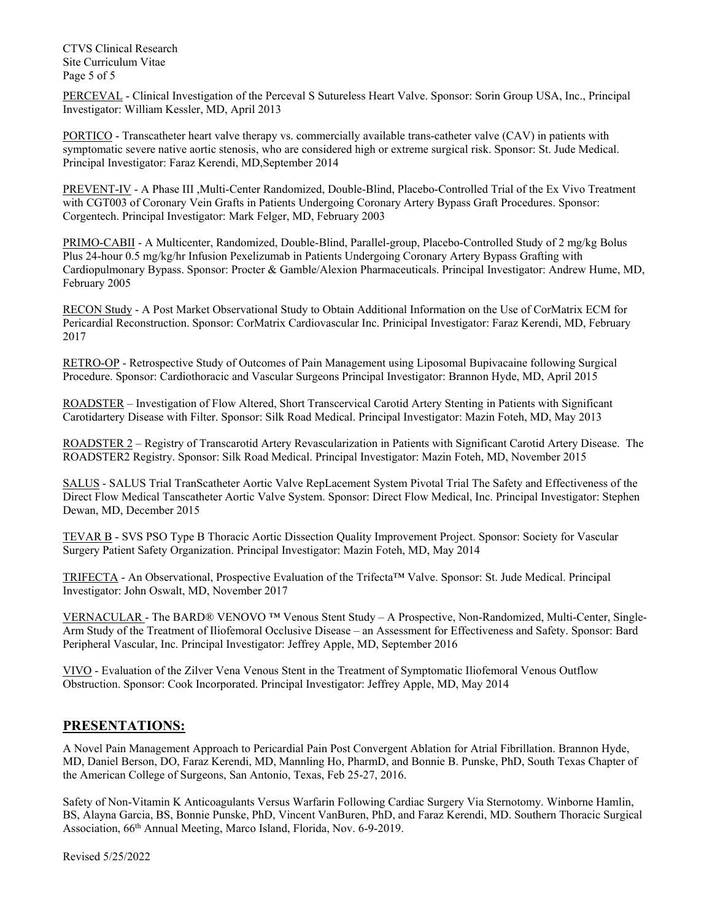PERCEVAL - Clinical Investigation of the Perceval S Sutureless Heart Valve. Sponsor: Sorin Group USA, Inc., Principal Investigator: William Kessler, MD, April 2013

PORTICO - Transcatheter heart valve therapy vs. commercially available trans-catheter valve (CAV) in patients with symptomatic severe native aortic stenosis, who are considered high or extreme surgical risk. Sponsor: St. Jude Medical. Principal Investigator: Faraz Kerendi, MD,September 2014

PREVENT-IV - A Phase III ,Multi-Center Randomized, Double-Blind, Placebo-Controlled Trial of the Ex Vivo Treatment with CGT003 of Coronary Vein Grafts in Patients Undergoing Coronary Artery Bypass Graft Procedures. Sponsor: Corgentech. Principal Investigator: Mark Felger, MD, February 2003

PRIMO-CABII - A Multicenter, Randomized, Double-Blind, Parallel-group, Placebo-Controlled Study of 2 mg/kg Bolus Plus 24-hour 0.5 mg/kg/hr Infusion Pexelizumab in Patients Undergoing Coronary Artery Bypass Grafting with Cardiopulmonary Bypass. Sponsor: Procter & Gamble/Alexion Pharmaceuticals. Principal Investigator: Andrew Hume, MD, February 2005

RECON Study - A Post Market Observational Study to Obtain Additional Information on the Use of CorMatrix ECM for Pericardial Reconstruction. Sponsor: CorMatrix Cardiovascular Inc. Prinicipal Investigator: Faraz Kerendi, MD, February 2017

RETRO-OP - Retrospective Study of Outcomes of Pain Management using Liposomal Bupivacaine following Surgical Procedure. Sponsor: Cardiothoracic and Vascular Surgeons Principal Investigator: Brannon Hyde, MD, April 2015

ROADSTER – Investigation of Flow Altered, Short Transcervical Carotid Artery Stenting in Patients with Significant Carotidartery Disease with Filter. Sponsor: Silk Road Medical. Principal Investigator: Mazin Foteh, MD, May 2013

ROADSTER 2 – Registry of Transcarotid Artery Revascularization in Patients with Significant Carotid Artery Disease. The ROADSTER2 Registry. Sponsor: Silk Road Medical. Principal Investigator: Mazin Foteh, MD, November 2015

SALUS - SALUS Trial TranScatheter Aortic Valve RepLacement System Pivotal Trial The Safety and Effectiveness of the Direct Flow Medical Tanscatheter Aortic Valve System. Sponsor: Direct Flow Medical, Inc. Principal Investigator: Stephen Dewan, MD, December 2015

TEVAR B - SVS PSO Type B Thoracic Aortic Dissection Quality Improvement Project. Sponsor: Society for Vascular Surgery Patient Safety Organization. Principal Investigator: Mazin Foteh, MD, May 2014

TRIFECTA - An Observational, Prospective Evaluation of the Trifecta™ Valve. Sponsor: St. Jude Medical. Principal Investigator: John Oswalt, MD, November 2017

VERNACULAR - The BARD® VENOVO ™ Venous Stent Study – A Prospective, Non-Randomized, Multi-Center, Single-Arm Study of the Treatment of Iliofemoral Occlusive Disease – an Assessment for Effectiveness and Safety. Sponsor: Bard Peripheral Vascular, Inc. Principal Investigator: Jeffrey Apple, MD, September 2016

VIVO - Evaluation of the Zilver Vena Venous Stent in the Treatment of Symptomatic Iliofemoral Venous Outflow Obstruction. Sponsor: Cook Incorporated. Principal Investigator: Jeffrey Apple, MD, May 2014

## PRESENTATIONS:

A Novel Pain Management Approach to Pericardial Pain Post Convergent Ablation for Atrial Fibrillation. Brannon Hyde, MD, Daniel Berson, DO, Faraz Kerendi, MD, Mannling Ho, PharmD, and Bonnie B. Punske, PhD, South Texas Chapter of the American College of Surgeons, San Antonio, Texas, Feb 25-27, 2016.

Safety of Non-Vitamin K Anticoagulants Versus Warfarin Following Cardiac Surgery Via Sternotomy. Winborne Hamlin, BS, Alayna Garcia, BS, Bonnie Punske, PhD, Vincent VanBuren, PhD, and Faraz Kerendi, MD. Southern Thoracic Surgical Association, 66th Annual Meeting, Marco Island, Florida, Nov. 6-9-2019.

Revised 5/25/2022